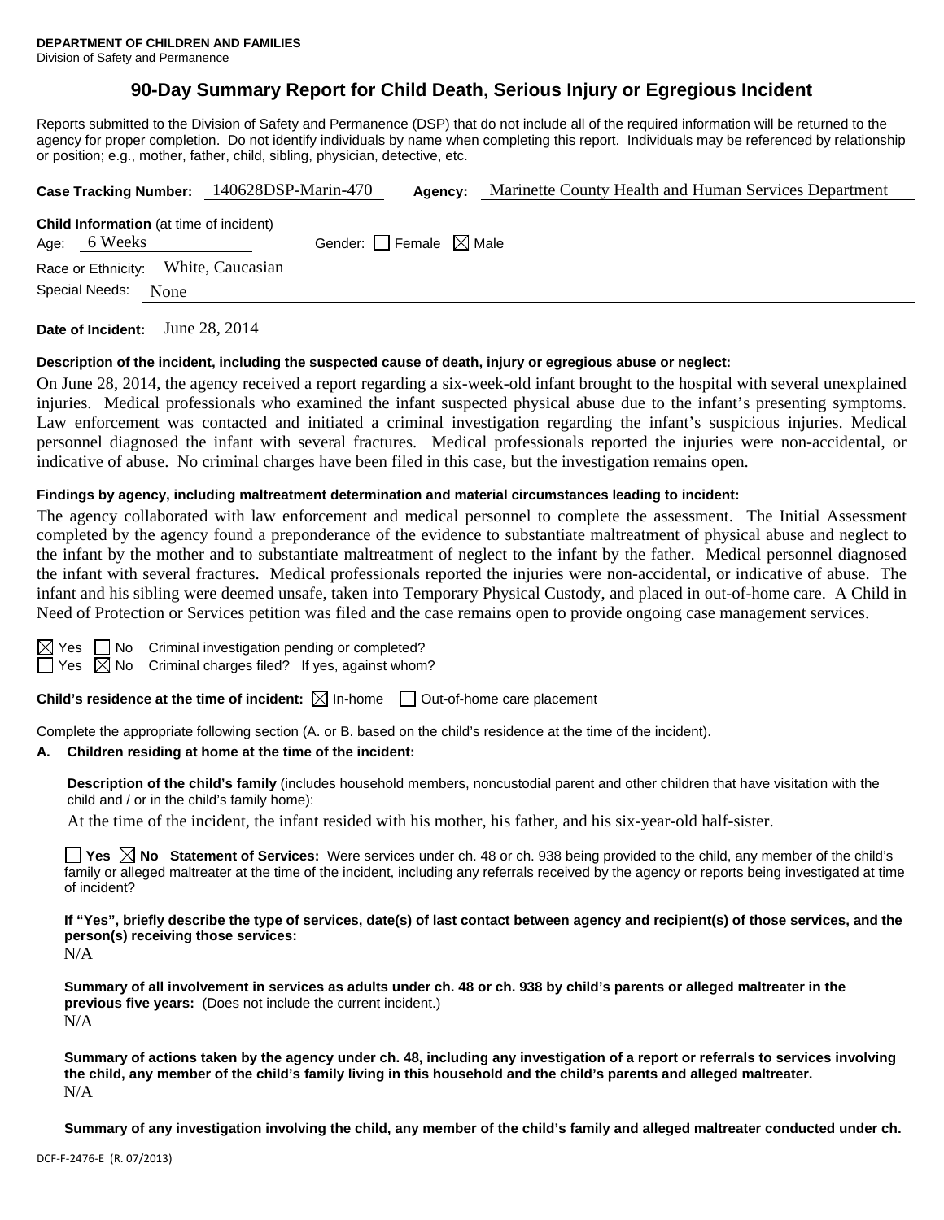**DEPARTMENT OF CHILDREN AND FAMILIES**
Division of Safety and Permanence

# 90-Day Summary Report for Child Death, Serious Injury or Egregious Incident

Reports submitted to the Division of Safety and Permanence (DSP) that do not include all of the required information will be returned to the agency for proper completion. Do not identify individuals by name when completing this report. Individuals may be referenced by relationship or position; e.g., mother, father, child, sibling, physician, detective, etc.

**Case Tracking Number:** 140628DSP-Marin-470 **Agency:** Marinette County Health and Human Services Department

**Child Information** (at time of incident)
Age: 6 Weeks Gender: ☐ Female ☒ Male
Race or Ethnicity: White, Caucasian
Special Needs: None

**Date of Incident:** June 28, 2014

**Description of the incident, including the suspected cause of death, injury or egregious abuse or neglect:**

On June 28, 2014, the agency received a report regarding a six-week-old infant brought to the hospital with several unexplained injuries. Medical professionals who examined the infant suspected physical abuse due to the infant's presenting symptoms. Law enforcement was contacted and initiated a criminal investigation regarding the infant's suspicious injuries. Medical personnel diagnosed the infant with several fractures. Medical professionals reported the injuries were non-accidental, or indicative of abuse. No criminal charges have been filed in this case, but the investigation remains open.

**Findings by agency, including maltreatment determination and material circumstances leading to incident:**

The agency collaborated with law enforcement and medical personnel to complete the assessment. The Initial Assessment completed by the agency found a preponderance of the evidence to substantiate maltreatment of physical abuse and neglect to the infant by the mother and to substantiate maltreatment of neglect to the infant by the father. Medical personnel diagnosed the infant with several fractures. Medical professionals reported the injuries were non-accidental, or indicative of abuse. The infant and his sibling were deemed unsafe, taken into Temporary Physical Custody, and placed in out-of-home care. A Child in Need of Protection or Services petition was filed and the case remains open to provide ongoing case management services.

☒ Yes ☐ No Criminal investigation pending or completed?
☐ Yes ☒ No Criminal charges filed? If yes, against whom?

**Child's residence at the time of incident:** ☒ In-home ☐ Out-of-home care placement

Complete the appropriate following section (A. or B. based on the child's residence at the time of the incident).

**A. Children residing at home at the time of the incident:**

**Description of the child's family** (includes household members, noncustodial parent and other children that have visitation with the child and / or in the child's family home):

At the time of the incident, the infant resided with his mother, his father, and his six-year-old half-sister.

☐ **Yes** ☒ **No Statement of Services:** Were services under ch. 48 or ch. 938 being provided to the child, any member of the child's family or alleged maltreater at the time of the incident, including any referrals received by the agency or reports being investigated at time of incident?

**If "Yes", briefly describe the type of services, date(s) of last contact between agency and recipient(s) of those services, and the person(s) receiving those services:**
N/A

**Summary of all involvement in services as adults under ch. 48 or ch. 938 by child's parents or alleged maltreater in the previous five years:** (Does not include the current incident.)
N/A

**Summary of actions taken by the agency under ch. 48, including any investigation of a report or referrals to services involving the child, any member of the child's family living in this household and the child's parents and alleged maltreater.**
N/A

**Summary of any investigation involving the child, any member of the child's family and alleged maltreater conducted under ch.**

DCF-F-2476-E (R. 07/2013)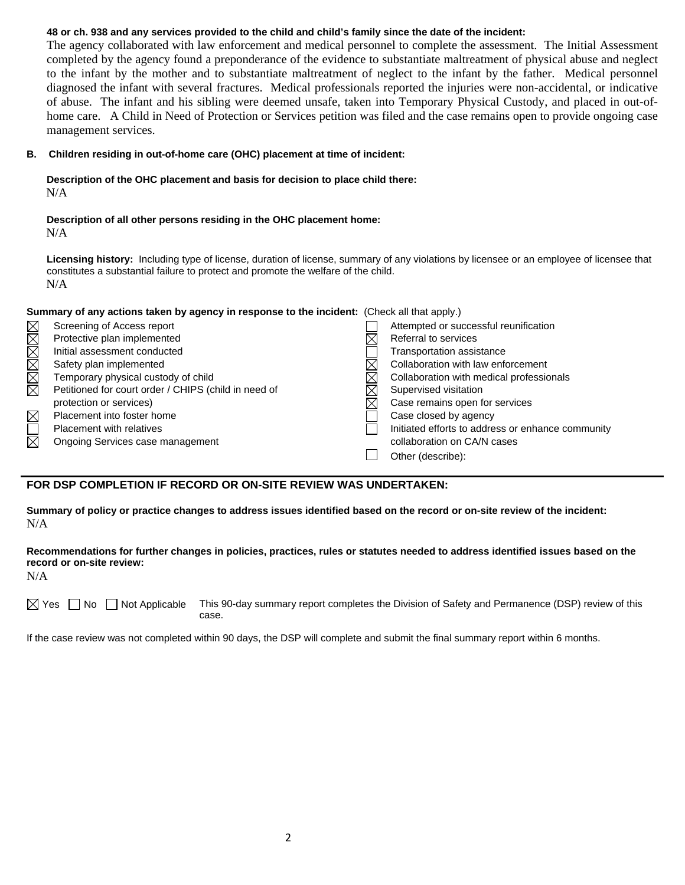**48 or ch. 938 and any services provided to the child and child's family since the date of the incident:**

The agency collaborated with law enforcement and medical personnel to complete the assessment. The Initial Assessment completed by the agency found a preponderance of the evidence to substantiate maltreatment of physical abuse and neglect to the infant by the mother and to substantiate maltreatment of neglect to the infant by the father. Medical personnel diagnosed the infant with several fractures. Medical professionals reported the injuries were non-accidental, or indicative of abuse. The infant and his sibling were deemed unsafe, taken into Temporary Physical Custody, and placed in out-of-home care. A Child in Need of Protection or Services petition was filed and the case remains open to provide ongoing case management services.

**B. Children residing in out-of-home care (OHC) placement at time of incident:**

**Description of the OHC placement and basis for decision to place child there:**
N/A

**Description of all other persons residing in the OHC placement home:**
N/A

**Licensing history:** Including type of license, duration of license, summary of any violations by licensee or an employee of licensee that constitutes a substantial failure to protect and promote the welfare of the child.
N/A

**Summary of any actions taken by agency in response to the incident:** (Check all that apply.)

- ☒ Screening of Access report
- ☒ Protective plan implemented
- ☒ Initial assessment conducted
- ☒ Safety plan implemented
- ☒ Temporary physical custody of child
- ☒ Petitioned for court order / CHIPS (child in need of protection or services)
- ☒ Placement into foster home
- ☐ Placement with relatives
- ☒ Ongoing Services case management
- ☐ Attempted or successful reunification
- ☒ Referral to services
- ☐ Transportation assistance
- ☒ Collaboration with law enforcement
- ☒ Collaboration with medical professionals
- ☒ Supervised visitation
- ☒ Case remains open for services
- ☐ Case closed by agency
- ☐ Initiated efforts to address or enhance community collaboration on CA/N cases
- ☐ Other (describe):

## FOR DSP COMPLETION IF RECORD OR ON-SITE REVIEW WAS UNDERTAKEN:

**Summary of policy or practice changes to address issues identified based on the record or on-site review of the incident:**
N/A

**Recommendations for further changes in policies, practices, rules or statutes needed to address identified issues based on the record or on-site review:**
N/A

☒ Yes ☐ No ☐ Not Applicable This 90-day summary report completes the Division of Safety and Permanence (DSP) review of this case.

If the case review was not completed within 90 days, the DSP will complete and submit the final summary report within 6 months.